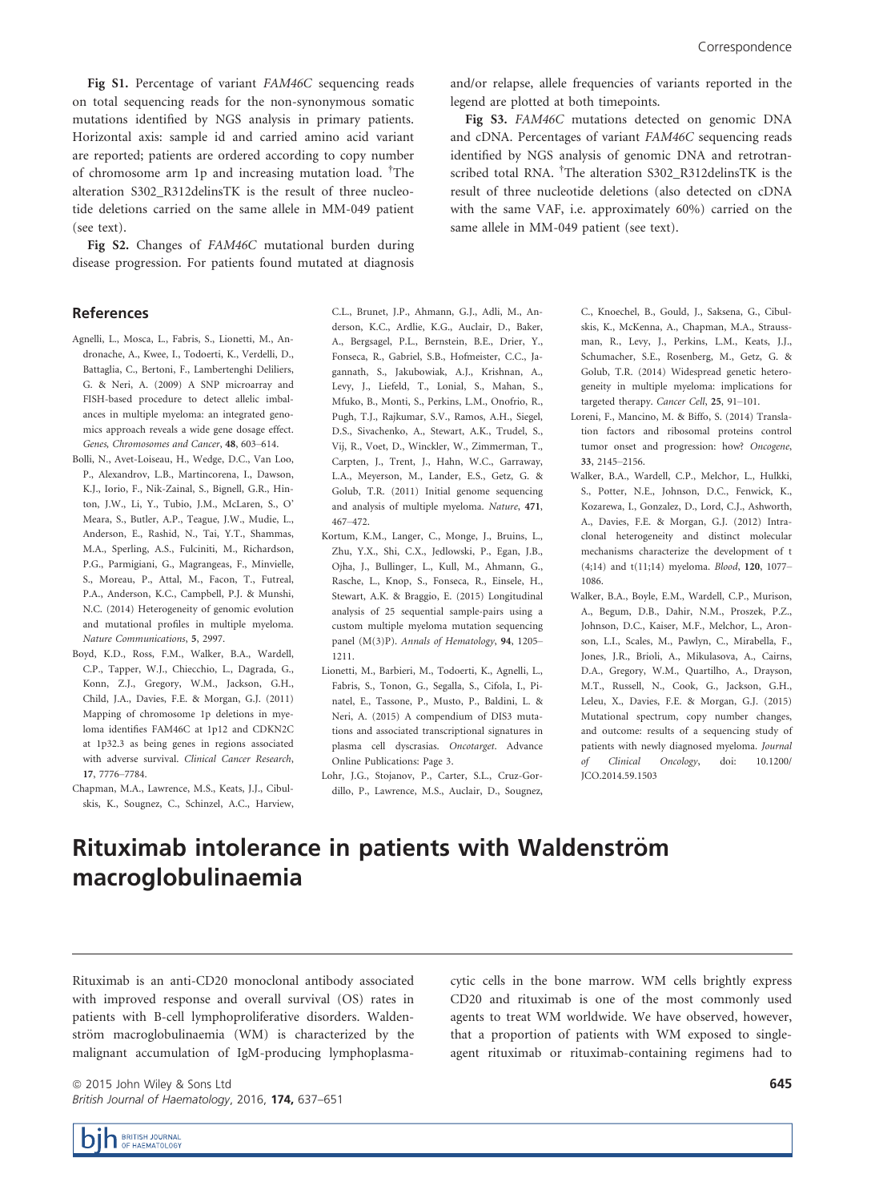**Fig S1.** Percentage of variant *FAM46C* sequencing reads on total sequencing reads for the non-synonymous somatic mutations identified by NGS analysis in primary patients. Horizontal axis: sample id and carried amino acid variant are reported; patients are ordered according to copy number of chromosome arm 1p and increasing mutation load. †The alteration S302_R312delinsTK is the result of three nucleotide deletions carried on the same allele in MM-049 patient (see text).

**Fig S2.** Changes of *FAM46C* mutational burden during disease progression. For patients found mutated at diagnosis and/or relapse, allele frequencies of variants reported in the legend are plotted at both timepoints.

**Fig S3.** *FAM46C* mutations detected on genomic DNA and cDNA. Percentages of variant *FAM46C* sequencing reads identified by NGS analysis of genomic DNA and retrotranscribed total RNA. †The alteration S302_R312delinsTK is the result of three nucleotide deletions (also detected on cDNA with the same VAF, i.e. approximately 60%) carried on the same allele in MM-049 patient (see text).

## References

Agnelli, L., Mosca, L., Fabris, S., Lionetti, M., Andronache, A., Kwee, I., Todoerti, K., Verdelli, D., Battaglia, C., Bertoni, F., Lambertenghi Deliliers, G. & Neri, A. (2009) A SNP microarray and FISH-based procedure to detect allelic imbalances in multiple myeloma: an integrated genomics approach reveals a wide gene dosage effect. *Genes, Chromosomes and Cancer*, **48**, 603–614.

Bolli, N., Avet-Loiseau, H., Wedge, D.C., Van Loo, P., Alexandrov, L.B., Martincorena, I., Dawson, K.J., Iorio, F., Nik-Zainal, S., Bignell, G.R., Hinton, J.W., Li, Y., Tubio, J.M., McLaren, S., O' Meara, S., Butler, A.P., Teague, J.W., Mudie, L., Anderson, E., Rashid, N., Tai, Y.T., Shammas, M.A., Sperling, A.S., Fulciniti, M., Richardson, P.G., Parmigiani, G., Magrangeas, F., Minvielle, S., Moreau, P., Attal, M., Facon, T., Futreal, P.A., Anderson, K.C., Campbell, P.J. & Munshi, N.C. (2014) Heterogeneity of genomic evolution and mutational profiles in multiple myeloma. *Nature Communications*, **5**, 2997.

Boyd, K.D., Ross, F.M., Walker, B.A., Wardell, C.P., Tapper, W.J., Chiecchio, L., Dagrada, G., Konn, Z.J., Gregory, W.M., Jackson, G.H., Child, J.A., Davies, F.E. & Morgan, G.J. (2011) Mapping of chromosome 1p deletions in myeloma identifies FAM46C at 1p12 and CDKN2C at 1p32.3 as being genes in regions associated with adverse survival. *Clinical Cancer Research*, **17**, 7776–7784.

Chapman, M.A., Lawrence, M.S., Keats, J.J., Cibulskis, K., Sougnez, C., Schinzel, A.C., Harview, C.L., Brunet, J.P., Ahmann, G.J., Adli, M., Anderson, K.C., Ardlie, K.G., Auclair, D., Baker, A., Bergsagel, P.L., Bernstein, B.E., Drier, Y., Fonseca, R., Gabriel, S.B., Hofmeister, C.C., Jagannath, S., Jakubowiak, A.J., Krishnan, A., Levy, J., Liefeld, T., Lonial, S., Mahan, S., Mfuko, B., Monti, S., Perkins, L.M., Onofrio, R., Pugh, T.J., Rajkumar, S.V., Ramos, A.H., Siegel, D.S., Sivachenko, A., Stewart, A.K., Trudel, S., Vij, R., Voet, D., Winckler, W., Zimmerman, T., Carpten, J., Trent, J., Hahn, W.C., Garraway, L.A., Meyerson, M., Lander, E.S., Getz, G. & Golub, T.R. (2011) Initial genome sequencing and analysis of multiple myeloma. *Nature*, **471**, 467–472.

Kortum, K.M., Langer, C., Monge, J., Bruins, L., Zhu, Y.X., Shi, C.X., Jedlowski, P., Egan, J.B., Ojha, J., Bullinger, L., Kull, M., Ahmann, G., Rasche, L., Knop, S., Fonseca, R., Einsele, H., Stewart, A.K. & Braggio, E. (2015) Longitudinal analysis of 25 sequential sample-pairs using a custom multiple myeloma mutation sequencing panel (M(3)P). *Annals of Hematology*, **94**, 1205–1211.

Lionetti, M., Barbieri, M., Todoerti, K., Agnelli, L., Fabris, S., Tonon, G., Segalla, S., Cifola, I., Pinatel, E., Tassone, P., Musto, P., Baldini, L. & Neri, A. (2015) A compendium of DIS3 mutations and associated transcriptional signatures in plasma cell dyscrasias. *Oncotarget*. Advance Online Publications: Page 3.

Lohr, J.G., Stojanov, P., Carter, S.L., Cruz-Gordillo, P., Lawrence, M.S., Auclair, D., Sougnez, C., Knoechel, B., Gould, J., Saksena, G., Cibulskis, K., McKenna, A., Chapman, M.A., Straussman, R., Levy, J., Perkins, L.M., Keats, J.J., Schumacher, S.E., Rosenberg, M., Getz, G. & Golub, T.R. (2014) Widespread genetic heterogeneity in multiple myeloma: implications for targeted therapy. *Cancer Cell*, **25**, 91–101.

Loreni, F., Mancino, M. & Biffo, S. (2014) Translation factors and ribosomal proteins control tumor onset and progression: how? *Oncogene*, **33**, 2145–2156.

Walker, B.A., Wardell, C.P., Melchor, L., Hulkki, S., Potter, N.E., Johnson, D.C., Fenwick, K., Kozarewa, I., Gonzalez, D., Lord, C.J., Ashworth, A., Davies, F.E. & Morgan, G.J. (2012) Intraclonal heterogeneity and distinct molecular mechanisms characterize the development of t(4;14) and t(11;14) myeloma. *Blood*, **120**, 1077–1086.

Walker, B.A., Boyle, E.M., Wardell, C.P., Murison, A., Begum, D.B., Dahir, N.M., Proszek, P.Z., Johnson, D.C., Kaiser, M.F., Melchor, L., Aronson, L.I., Scales, M., Pawlyn, C., Mirabella, F., Jones, J.R., Brioli, A., Mikulasova, A., Cairns, D.A., Gregory, W.M., Quartilho, A., Drayson, M.T., Russell, N., Cook, G., Jackson, G.H., Leleu, X., Davies, F.E. & Morgan, G.J. (2015) Mutational spectrum, copy number changes, and outcome: results of a sequencing study of patients with newly diagnosed myeloma. *Journal of Clinical Oncology*, doi: 10.1200/JCO.2014.59.1503

# Rituximab intolerance in patients with Waldenström macroglobulinaemia

Rituximab is an anti-CD20 monoclonal antibody associated with improved response and overall survival (OS) rates in patients with B-cell lymphoproliferative disorders. Waldenström macroglobulinaemia (WM) is characterized by the malignant accumulation of IgM-producing lymphoplasmacytic cells in the bone marrow. WM cells brightly express CD20 and rituximab is one of the most commonly used agents to treat WM worldwide. We have observed, however, that a proportion of patients with WM exposed to single-agent rituximab or rituximab-containing regimens had to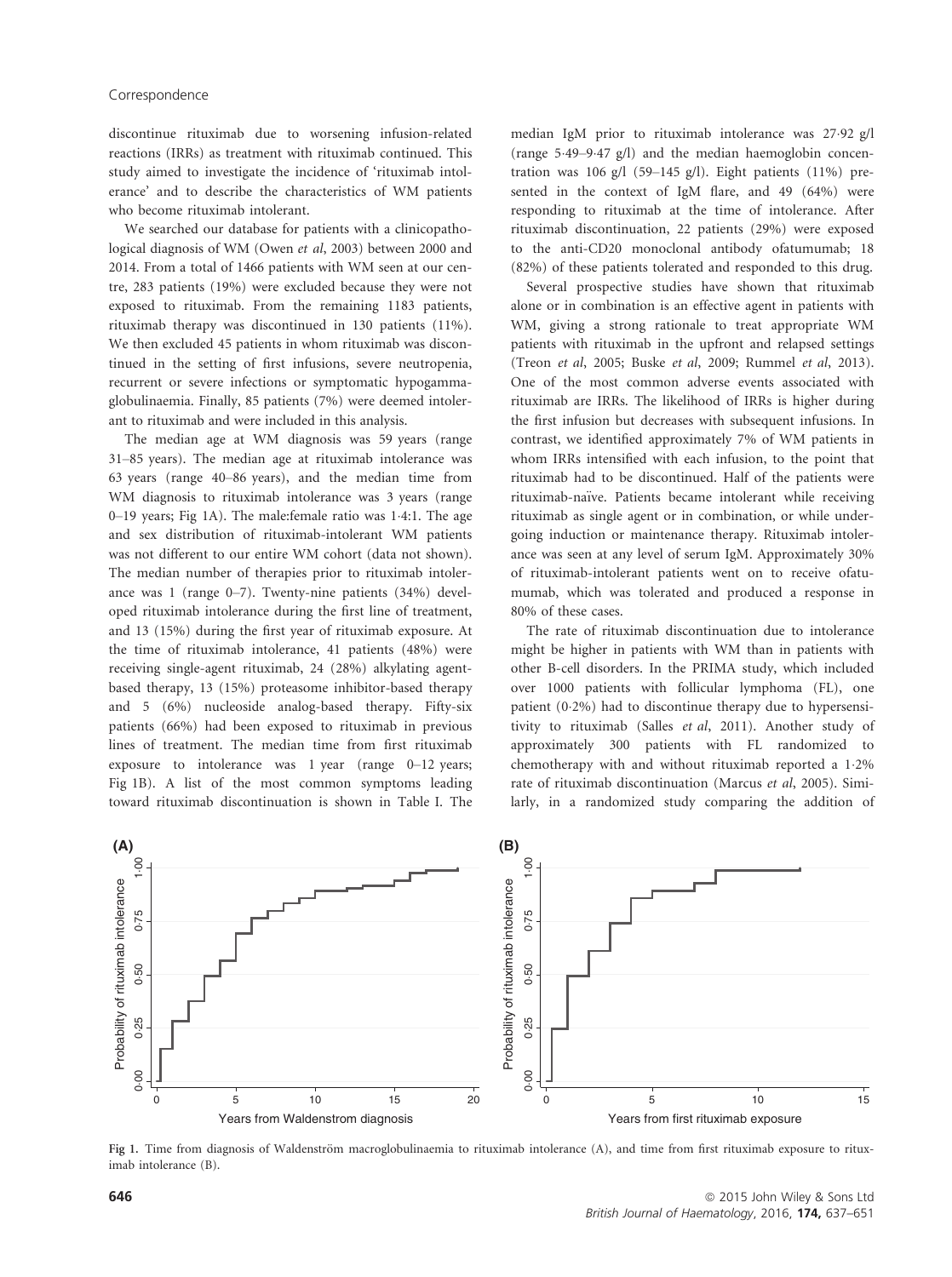discontinue rituximab due to worsening infusion-related reactions (IRRs) as treatment with rituximab continued. This study aimed to investigate the incidence of 'rituximab intolerance' and to describe the characteristics of WM patients who become rituximab intolerant.

We searched our database for patients with a clinicopathological diagnosis of WM (Owen *et al*, 2003) between 2000 and 2014. From a total of 1466 patients with WM seen at our centre, 283 patients (19%) were excluded because they were not exposed to rituximab. From the remaining 1183 patients, rituximab therapy was discontinued in 130 patients (11%). We then excluded 45 patients in whom rituximab was discontinued in the setting of first infusions, severe neutropenia, recurrent or severe infections or symptomatic hypogammaglobulinaemia. Finally, 85 patients (7%) were deemed intolerant to rituximab and were included in this analysis.

The median age at WM diagnosis was 59 years (range 31–85 years). The median age at rituximab intolerance was 63 years (range 40–86 years), and the median time from WM diagnosis to rituximab intolerance was 3 years (range 0–19 years; Fig 1A). The male:female ratio was 1·4:1. The age and sex distribution of rituximab-intolerant WM patients was not different to our entire WM cohort (data not shown). The median number of therapies prior to rituximab intolerance was 1 (range 0–7). Twenty-nine patients (34%) developed rituximab intolerance during the first line of treatment, and 13 (15%) during the first year of rituximab exposure. At the time of rituximab intolerance, 41 patients (48%) were receiving single-agent rituximab, 24 (28%) alkylating agent-based therapy, 13 (15%) proteasome inhibitor-based therapy and 5 (6%) nucleoside analog-based therapy. Fifty-six patients (66%) had been exposed to rituximab in previous lines of treatment. The median time from first rituximab exposure to intolerance was 1 year (range 0–12 years; Fig 1B). A list of the most common symptoms leading toward rituximab discontinuation is shown in Table I. The median IgM prior to rituximab intolerance was 27·92 g/l (range 5·49–9·47 g/l) and the median haemoglobin concentration was 106 g/l (59–145 g/l). Eight patients (11%) presented in the context of IgM flare, and 49 (64%) were responding to rituximab at the time of intolerance. After rituximab discontinuation, 22 patients (29%) were exposed to the anti-CD20 monoclonal antibody ofatumumab; 18 (82%) of these patients tolerated and responded to this drug.

Several prospective studies have shown that rituximab alone or in combination is an effective agent in patients with WM, giving a strong rationale to treat appropriate WM patients with rituximab in the upfront and relapsed settings (Treon *et al*, 2005; Buske *et al*, 2009; Rummel *et al*, 2013). One of the most common adverse events associated with rituximab are IRRs. The likelihood of IRRs is higher during the first infusion but decreases with subsequent infusions. In contrast, we identified approximately 7% of WM patients in whom IRRs intensified with each infusion, to the point that rituximab had to be discontinued. Half of the patients were rituximab-naïve. Patients became intolerant while receiving rituximab as single agent or in combination, or while undergoing induction or maintenance therapy. Rituximab intolerance was seen at any level of serum IgM. Approximately 30% of rituximab-intolerant patients went on to receive ofatumumab, which was tolerated and produced a response in 80% of these cases.

The rate of rituximab discontinuation due to intolerance might be higher in patients with WM than in patients with other B-cell disorders. In the PRIMA study, which included over 1000 patients with follicular lymphoma (FL), one patient (0·2%) had to discontinue therapy due to hypersensitivity to rituximab (Salles *et al*, 2011). Another study of approximately 300 patients with FL randomized to chemotherapy with and without rituximab reported a 1·2% rate of rituximab discontinuation (Marcus *et al*, 2005). Similarly, in a randomized study comparing the addition of

Fig 1. Time from diagnosis of Waldenström macroglobulinaemia to rituximab intolerance (A), and time from first rituximab exposure to rituximab intolerance (B).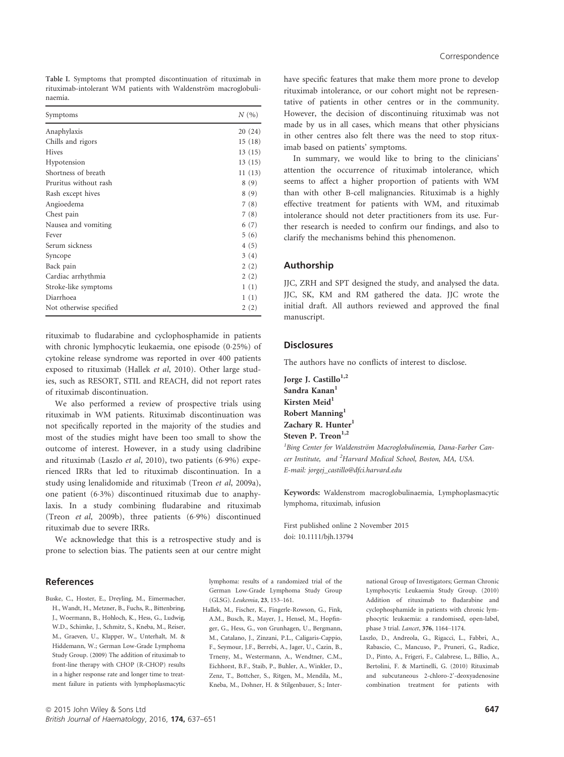Table I. Symptoms that prompted discontinuation of rituximab in rituximab-intolerant WM patients with Waldenström macroglobulinaemia.

| Symptoms | N (%) |
|---|---|
| Anaphylaxis | 20 (24) |
| Chills and rigors | 15 (18) |
| Hives | 13 (15) |
| Hypotension | 13 (15) |
| Shortness of breath | 11 (13) |
| Pruritus without rash | 8 (9) |
| Rash except hives | 8 (9) |
| Angioedema | 7 (8) |
| Chest pain | 7 (8) |
| Nausea and vomiting | 6 (7) |
| Fever | 5 (6) |
| Serum sickness | 4 (5) |
| Syncope | 3 (4) |
| Back pain | 2 (2) |
| Cardiac arrhythmia | 2 (2) |
| Stroke-like symptoms | 1 (1) |
| Diarrhoea | 1 (1) |
| Not otherwise specified | 2 (2) |

rituximab to fludarabine and cyclophosphamide in patients with chronic lymphocytic leukaemia, one episode (0·25%) of cytokine release syndrome was reported in over 400 patients exposed to rituximab (Hallek *et al*, 2010). Other large studies, such as RESORT, STIL and REACH, did not report rates of rituximab discontinuation.

We also performed a review of prospective trials using rituximab in WM patients. Rituximab discontinuation was not specifically reported in the majority of the studies and most of the studies might have been too small to show the outcome of interest. However, in a study using cladribine and rituximab (Laszlo *et al*, 2010), two patients (6·9%) experienced IRRs that led to rituximab discontinuation. In a study using lenalidomide and rituximab (Treon *et al*, 2009a), one patient (6·3%) discontinued rituximab due to anaphylaxis. In a study combining fludarabine and rituximab (Treon *et al*, 2009b), three patients (6·9%) discontinued rituximab due to severe IRRs.

We acknowledge that this is a retrospective study and is prone to selection bias. The patients seen at our centre might have specific features that make them more prone to develop rituximab intolerance, or our cohort might not be representative of patients in other centres or in the community. However, the decision of discontinuing rituximab was not made by us in all cases, which means that other physicians in other centres also felt there was the need to stop rituximab based on patients' symptoms.

In summary, we would like to bring to the clinicians' attention the occurrence of rituximab intolerance, which seems to affect a higher proportion of patients with WM than with other B-cell malignancies. Rituximab is a highly effective treatment for patients with WM, and rituximab intolerance should not deter practitioners from its use. Further research is needed to confirm our findings, and also to clarify the mechanisms behind this phenomenon.

## Authorship

JJC, ZRH and SPT designed the study, and analysed the data. JJC, SK, KM and RM gathered the data. JJC wrote the initial draft. All authors reviewed and approved the final manuscript.

## Disclosures

The authors have no conflicts of interest to disclose.

**Jorge J. Castillo**[1,2]
**Sandra Kanan**[1]
**Kirsten Meid**[1]
**Robert Manning**[1]
**Zachary R. Hunter**[1]
**Steven P. Treon**[1,2]

[1]*Bing Center for Waldenström Macroglobulinemia, Dana-Farber Cancer Institute,* and [2]*Harvard Medical School, Boston, MA, USA.*
*E-mail: jorgej_castillo@dfci.harvard.edu*

**Keywords:** Waldenstrom macroglobulinaemia, Lymphoplasmacytic lymphoma, rituximab, infusion

First published online 2 November 2015
doi: 10.1111/bjh.13794

## References

Buske, C., Hoster, E., Dreyling, M., Eimermacher, H., Wandt, H., Metzner, B., Fuchs, R., Bittenbring, J., Woermann, B., Hohloch, K., Hess, G., Ludwig, W.D., Schimke, J., Schmitz, S., Kneba, M., Reiser, M., Graeven, U., Klapper, W., Unterhalt, M. & Hiddemann, W.; German Low-Grade Lymphoma Study Group. (2009) The addition of rituximab to front-line therapy with CHOP (R-CHOP) results in a higher response rate and longer time to treatment failure in patients with lymphoplasmacytic lymphoma: results of a randomized trial of the German Low-Grade Lymphoma Study Group (GLSG). *Leukemia*, **23**, 153–161.

Hallek, M., Fischer, K., Fingerle-Rowson, G., Fink, A.M., Busch, R., Mayer, J., Hensel, M., Hopfinger, G., Hess, G., von Grunhagen, U., Bergmann, M., Catalano, J., Zinzani, P.L., Caligaris-Cappio, F., Seymour, J.F., Berrebi, A., Jager, U., Cazin, B., Trneny, M., Westermann, A., Wendtner, C.M., Eichhorst, B.F., Staib, P., Buhler, A., Winkler, D., Zenz, T., Bottcher, S., Ritgen, M., Mendila, M., Kneba, M., Dohner, H. & Stilgenbauer, S.; International Group of Investigators; German Chronic Lymphocytic Leukaemia Study Group. (2010) Addition of rituximab to fludarabine and cyclophosphamide in patients with chronic lymphocytic leukaemia: a randomised, open-label, phase 3 trial. *Lancet*, **376**, 1164–1174.

Laszlo, D., Andreola, G., Rigacci, L., Fabbri, A., Rabascio, C., Mancuso, P., Pruneri, G., Radice, D., Pinto, A., Frigeri, F., Calabrese, L., Billio, A., Bertolini, F. & Martinelli, G. (2010) Rituximab and subcutaneous 2-chloro-2'-deoxyadenosine combination treatment for patients with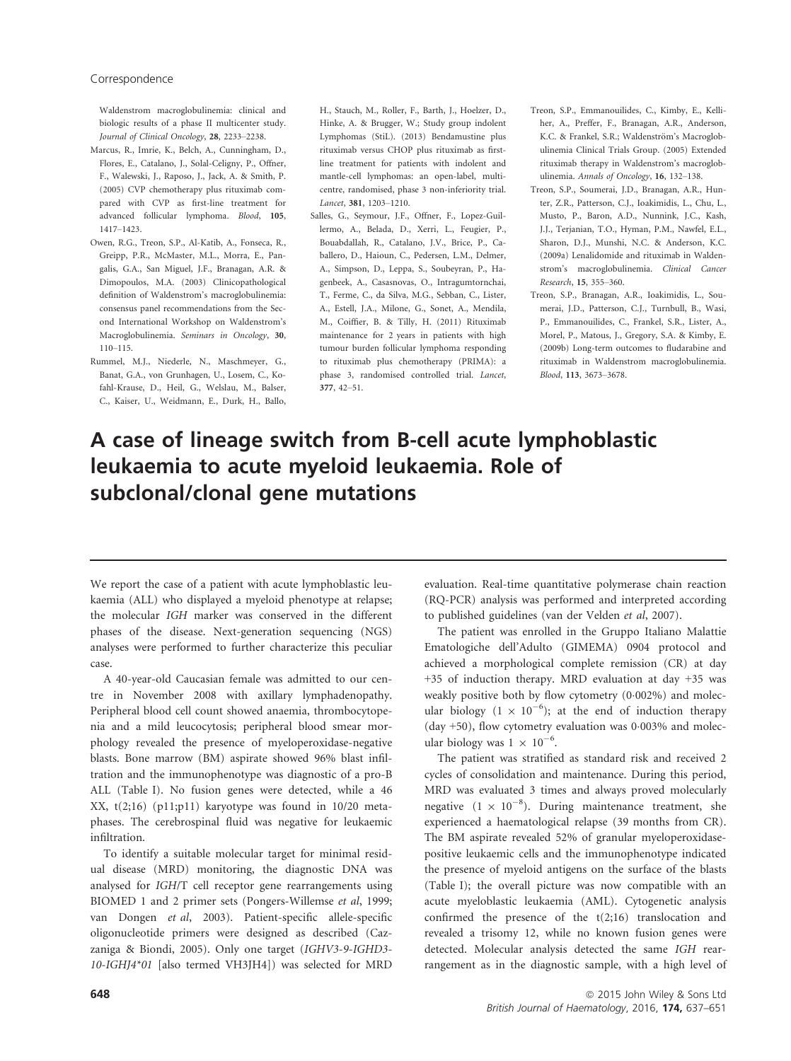Waldenstrom macroglobulinemia: clinical and biologic results of a phase II multicenter study. *Journal of Clinical Oncology*, **28**, 2233–2238.

Marcus, R., Imrie, K., Belch, A., Cunningham, D., Flores, E., Catalano, J., Solal-Celigny, P., Offner, F., Walewski, J., Raposo, J., Jack, A. & Smith, P. (2005) CVP chemotherapy plus rituximab compared with CVP as first-line treatment for advanced follicular lymphoma. *Blood*, **105**, 1417–1423.

Owen, R.G., Treon, S.P., Al-Katib, A., Fonseca, R., Greipp, P.R., McMaster, M.L., Morra, E., Pangalis, G.A., San Miguel, J.F., Branagan, A.R. & Dimopoulos, M.A. (2003) Clinicopathological definition of Waldenstrom's macroglobulinemia: consensus panel recommendations from the Second International Workshop on Waldenstrom's Macroglobulinemia. *Seminars in Oncology*, **30**, 110–115.

Rummel, M.J., Niederle, N., Maschmeyer, G., Banat, G.A., von Grunhagen, U., Losem, C., Kofahl-Krause, D., Heil, G., Welslau, M., Balser, C., Kaiser, U., Weidmann, E., Durk, H., Ballo, H., Stauch, M., Roller, F., Barth, J., Hoelzer, D., Hinke, A. & Brugger, W.; Study group indolent Lymphomas (StiL). (2013) Bendamustine plus rituximab versus CHOP plus rituximab as first-line treatment for patients with indolent and mantle-cell lymphomas: an open-label, multicentre, randomised, phase 3 non-inferiority trial. *Lancet*, **381**, 1203–1210.

Salles, G., Seymour, J.F., Offner, F., Lopez-Guillermo, A., Belada, D., Xerri, L., Feugier, P., Bouabdallah, R., Catalano, J.V., Brice, P., Caballero, D., Haioun, C., Pedersen, L.M., Delmer, A., Simpson, D., Leppa, S., Soubeyran, P., Hagenbeek, A., Casasnovas, O., Intragumtornchai, T., Ferme, C., da Silva, M.G., Sebban, C., Lister, A., Estell, J.A., Milone, G., Sonet, A., Mendila, M., Coiffier, B. & Tilly, H. (2011) Rituximab maintenance for 2 years in patients with high tumour burden follicular lymphoma responding to rituximab plus chemotherapy (PRIMA): a phase 3, randomised controlled trial. *Lancet*, **377**, 42–51.

Treon, S.P., Emmanouilides, C., Kimby, E., Kelliher, A., Preffer, F., Branagan, A.R., Anderson, K.C. & Frankel, S.R.; Waldenström's Macroglobulinemia Clinical Trials Group. (2005) Extended rituximab therapy in Waldenstrom's macroglobulinemia. *Annals of Oncology*, **16**, 132–138.

Treon, S.P., Soumerai, J.D., Branagan, A.R., Hunter, Z.R., Patterson, C.J., Ioakimidis, L., Chu, L., Musto, P., Baron, A.D., Nunnink, J.C., Kash, J.J., Terjanian, T.O., Hyman, P.M., Nawfel, E.L., Sharon, D.J., Munshi, N.C. & Anderson, K.C. (2009a) Lenalidomide and rituximab in Waldenstrom's macroglobulinemia. *Clinical Cancer Research*, **15**, 355–360.

Treon, S.P., Branagan, A.R., Ioakimidis, L., Soumerai, J.D., Patterson, C.J., Turnbull, B., Wasi, P., Emmanouilides, C., Frankel, S.R., Lister, A., Morel, P., Matous, J., Gregory, S.A. & Kimby, E. (2009b) Long-term outcomes to fludarabine and rituximab in Waldenstrom macroglobulinemia. *Blood*, **113**, 3673–3678.

# A case of lineage switch from B-cell acute lymphoblastic leukaemia to acute myeloid leukaemia. Role of subclonal/clonal gene mutations

We report the case of a patient with acute lymphoblastic leukaemia (ALL) who displayed a myeloid phenotype at relapse; the molecular *IGH* marker was conserved in the different phases of the disease. Next-generation sequencing (NGS) analyses were performed to further characterize this peculiar case.

A 40-year-old Caucasian female was admitted to our centre in November 2008 with axillary lymphadenopathy. Peripheral blood cell count showed anaemia, thrombocytopenia and a mild leucocytosis; peripheral blood smear morphology revealed the presence of myeloperoxidase-negative blasts. Bone marrow (BM) aspirate showed 96% blast infiltration and the immunophenotype was diagnostic of a pro-B ALL (Table I). No fusion genes were detected, while a 46 XX, t(2;16) (p11;p11) karyotype was found in 10/20 metaphases. The cerebrospinal fluid was negative for leukaemic infiltration.

To identify a suitable molecular target for minimal residual disease (MRD) monitoring, the diagnostic DNA was analysed for *IGH*/T cell receptor gene rearrangements using BIOMED 1 and 2 primer sets (Pongers-Willemse *et al*, 1999; van Dongen *et al*, 2003). Patient-specific allele-specific oligonucleotide primers were designed as described (Cazzaniga & Biondi, 2005). Only one target (*IGHV3-9-IGHD3-10-IGHJ4*01* [also termed VH3JH4]) was selected for MRD evaluation. Real-time quantitative polymerase chain reaction (RQ-PCR) analysis was performed and interpreted according to published guidelines (van der Velden *et al*, 2007).

The patient was enrolled in the Gruppo Italiano Malattie Ematologiche dell'Adulto (GIMEMA) 0904 protocol and achieved a morphological complete remission (CR) at day +35 of induction therapy. MRD evaluation at day +35 was weakly positive both by flow cytometry (0·002%) and molecular biology ($1 \times 10^{-6}$); at the end of induction therapy (day +50), flow cytometry evaluation was 0·003% and molecular biology was $1 \times 10^{-6}$.

The patient was stratified as standard risk and received 2 cycles of consolidation and maintenance. During this period, MRD was evaluated 3 times and always proved molecularly negative ($1 \times 10^{-8}$). During maintenance treatment, she experienced a haematological relapse (39 months from CR). The BM aspirate revealed 52% of granular myeloperoxidase-positive leukaemic cells and the immunophenotype indicated the presence of myeloid antigens on the surface of the blasts (Table I); the overall picture was now compatible with an acute myeloblastic leukaemia (AML). Cytogenetic analysis confirmed the presence of the t(2;16) translocation and revealed a trisomy 12, while no known fusion genes were detected. Molecular analysis detected the same *IGH* rearrangement as in the diagnostic sample, with a high level of